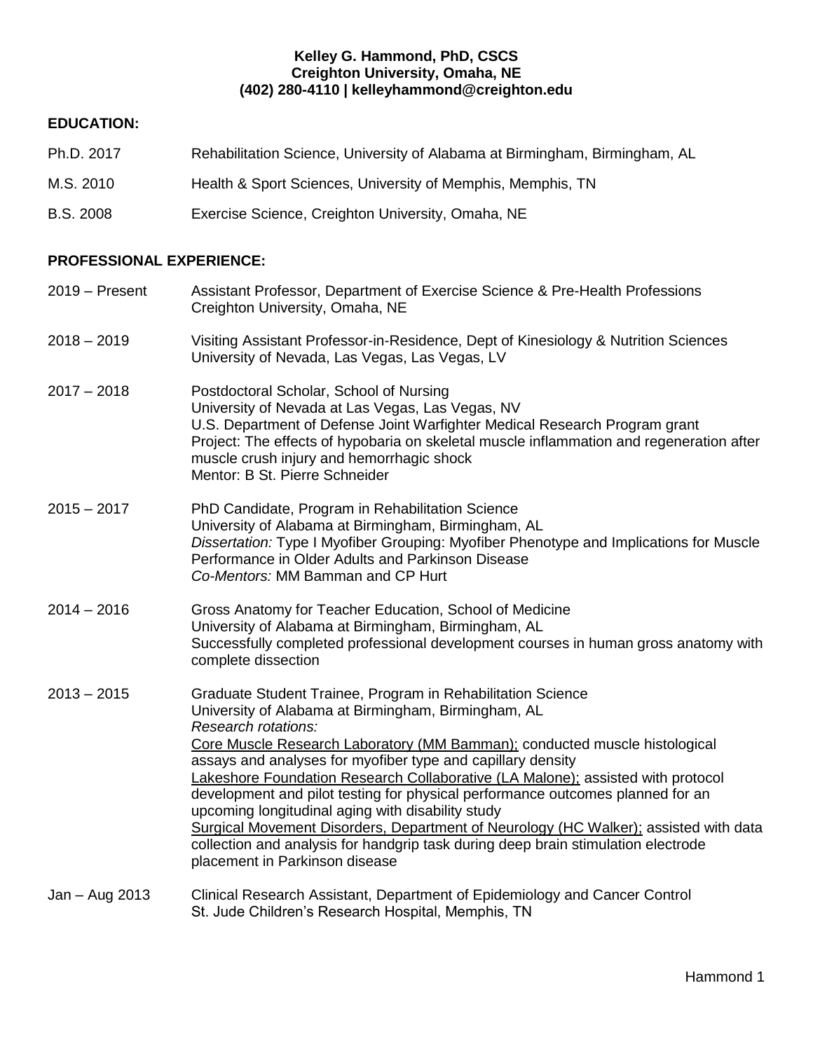**Kelley G. Hammond, PhD, CSCS**
**Creighton University, Omaha, NE**
**(402) 280-4110 | kelleyhammond@creighton.edu**

## EDUCATION:

Ph.D. 2017 — Rehabilitation Science, University of Alabama at Birmingham, Birmingham, AL

M.S. 2010 — Health & Sport Sciences, University of Memphis, Memphis, TN

B.S. 2008 — Exercise Science, Creighton University, Omaha, NE

## PROFESSIONAL EXPERIENCE:

**2019 – Present**
Assistant Professor, Department of Exercise Science & Pre-Health Professions
Creighton University, Omaha, NE

**2018 – 2019**
Visiting Assistant Professor-in-Residence, Dept of Kinesiology & Nutrition Sciences
University of Nevada, Las Vegas, Las Vegas, LV

**2017 – 2018**
Postdoctoral Scholar, School of Nursing
University of Nevada at Las Vegas, Las Vegas, NV
U.S. Department of Defense Joint Warfighter Medical Research Program grant
Project: The effects of hypobaria on skeletal muscle inflammation and regeneration after muscle crush injury and hemorrhagic shock
Mentor: B St. Pierre Schneider

**2015 – 2017**
PhD Candidate, Program in Rehabilitation Science
University of Alabama at Birmingham, Birmingham, AL
*Dissertation:* Type I Myofiber Grouping: Myofiber Phenotype and Implications for Muscle Performance in Older Adults and Parkinson Disease
*Co-Mentors:* MM Bamman and CP Hurt

**2014 – 2016**
Gross Anatomy for Teacher Education, School of Medicine
University of Alabama at Birmingham, Birmingham, AL
Successfully completed professional development courses in human gross anatomy with complete dissection

**2013 – 2015**
Graduate Student Trainee, Program in Rehabilitation Science
University of Alabama at Birmingham, Birmingham, AL
*Research rotations:*
<u>Core Muscle Research Laboratory (MM Bamman);</u> conducted muscle histological assays and analyses for myofiber type and capillary density
<u>Lakeshore Foundation Research Collaborative (LA Malone);</u> assisted with protocol development and pilot testing for physical performance outcomes planned for an upcoming longitudinal aging with disability study
<u>Surgical Movement Disorders, Department of Neurology (HC Walker);</u> assisted with data collection and analysis for handgrip task during deep brain stimulation electrode placement in Parkinson disease

**Jan – Aug 2013**
Clinical Research Assistant, Department of Epidemiology and Cancer Control
St. Jude Children's Research Hospital, Memphis, TN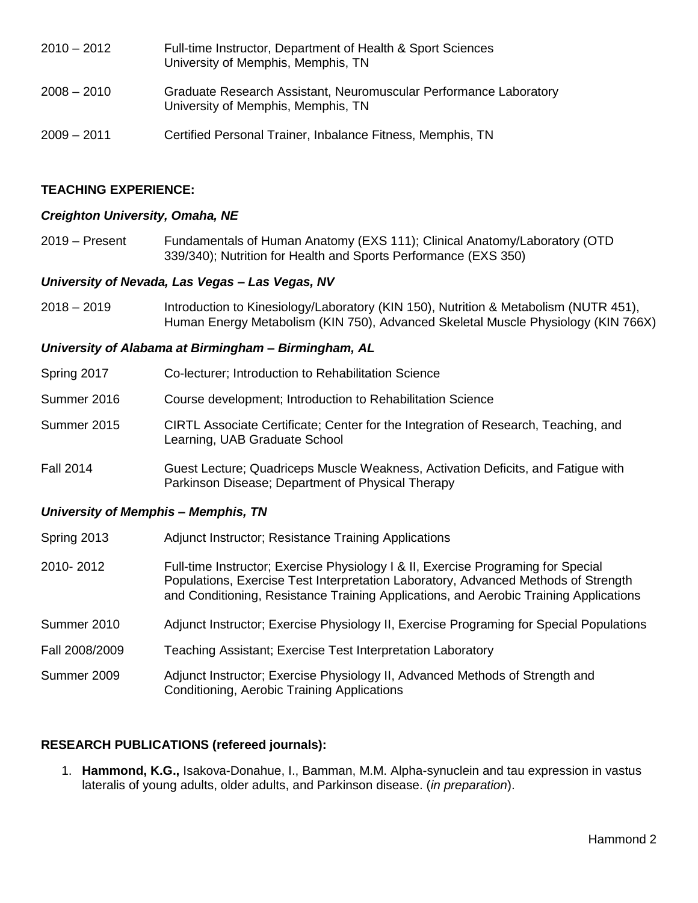2010 – 2012 Full-time Instructor, Department of Health & Sport Sciences
University of Memphis, Memphis, TN

2008 – 2010 Graduate Research Assistant, Neuromuscular Performance Laboratory
University of Memphis, Memphis, TN

2009 – 2011 Certified Personal Trainer, Inbalance Fitness, Memphis, TN

**TEACHING EXPERIENCE:**

***Creighton University, Omaha, NE***

2019 – Present Fundamentals of Human Anatomy (EXS 111); Clinical Anatomy/Laboratory (OTD 339/340); Nutrition for Health and Sports Performance (EXS 350)

***University of Nevada, Las Vegas – Las Vegas, NV***

2018 – 2019 Introduction to Kinesiology/Laboratory (KIN 150), Nutrition & Metabolism (NUTR 451), Human Energy Metabolism (KIN 750), Advanced Skeletal Muscle Physiology (KIN 766X)

***University of Alabama at Birmingham – Birmingham, AL***

Spring 2017 Co-lecturer; Introduction to Rehabilitation Science

Summer 2016 Course development; Introduction to Rehabilitation Science

Summer 2015 CIRTL Associate Certificate; Center for the Integration of Research, Teaching, and Learning, UAB Graduate School

Fall 2014 Guest Lecture; Quadriceps Muscle Weakness, Activation Deficits, and Fatigue with Parkinson Disease; Department of Physical Therapy

***University of Memphis – Memphis, TN***

Spring 2013 Adjunct Instructor; Resistance Training Applications

2010- 2012 Full-time Instructor; Exercise Physiology I & II, Exercise Programing for Special Populations, Exercise Test Interpretation Laboratory, Advanced Methods of Strength and Conditioning, Resistance Training Applications, and Aerobic Training Applications

Summer 2010 Adjunct Instructor; Exercise Physiology II, Exercise Programing for Special Populations

Fall 2008/2009 Teaching Assistant; Exercise Test Interpretation Laboratory

Summer 2009 Adjunct Instructor; Exercise Physiology II, Advanced Methods of Strength and Conditioning, Aerobic Training Applications

**RESEARCH PUBLICATIONS (refereed journals):**

1. **Hammond, K.G.,** Isakova-Donahue, I., Bamman, M.M. Alpha-synuclein and tau expression in vastus lateralis of young adults, older adults, and Parkinson disease. (*in preparation*).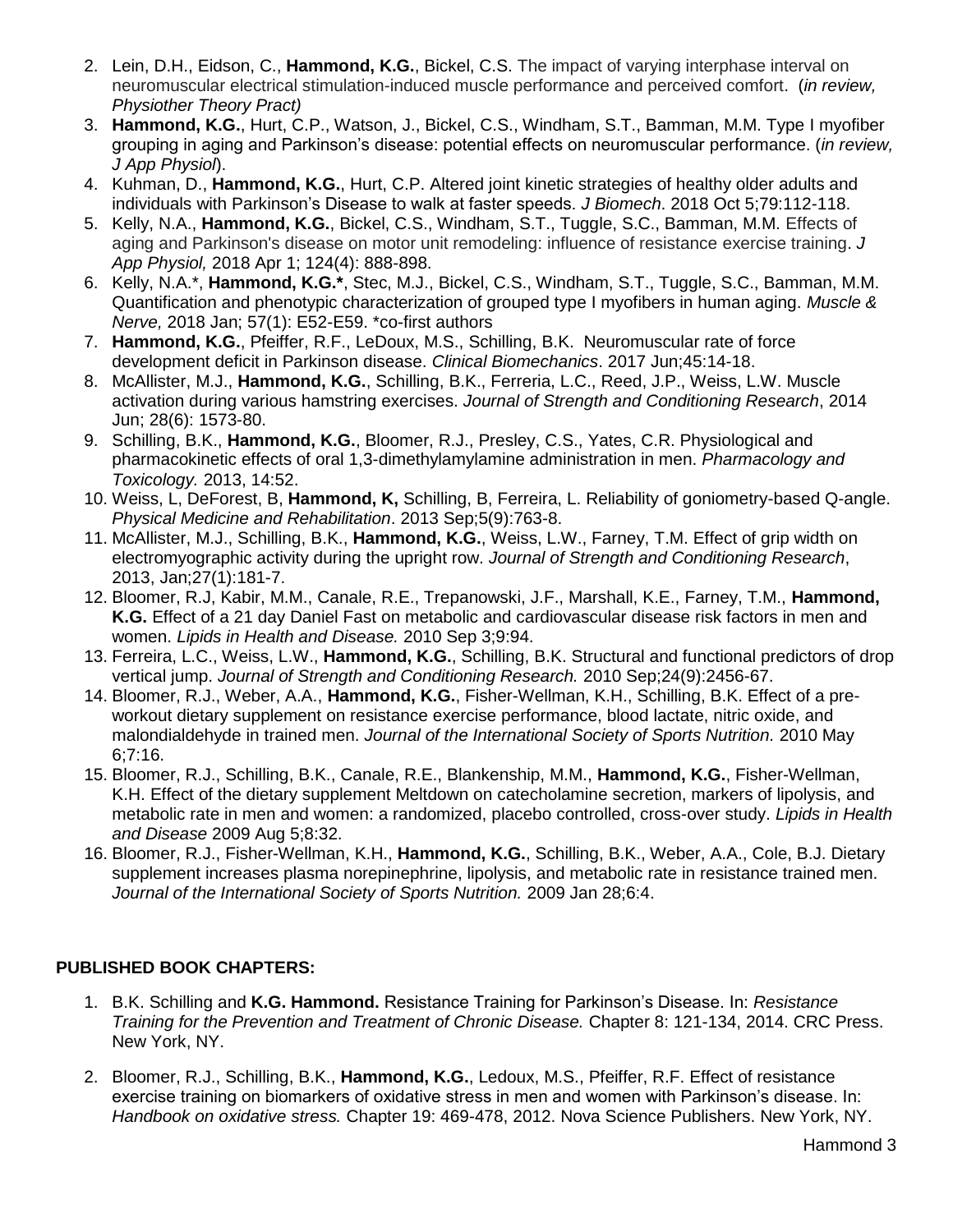2. Lein, D.H., Eidson, C., **Hammond, K.G.**, Bickel, C.S. The impact of varying interphase interval on neuromuscular electrical stimulation-induced muscle performance and perceived comfort. (*in review, Physiother Theory Pract)*
3. **Hammond, K.G.**, Hurt, C.P., Watson, J., Bickel, C.S., Windham, S.T., Bamman, M.M. Type I myofiber grouping in aging and Parkinson's disease: potential effects on neuromuscular performance. (*in review, J App Physiol*).
4. Kuhman, D., **Hammond, K.G.**, Hurt, C.P. Altered joint kinetic strategies of healthy older adults and individuals with Parkinson's Disease to walk at faster speeds. *J Biomech*. 2018 Oct 5;79:112-118.
5. Kelly, N.A., **Hammond, K.G.**, Bickel, C.S., Windham, S.T., Tuggle, S.C., Bamman, M.M. Effects of aging and Parkinson's disease on motor unit remodeling: influence of resistance exercise training. *J App Physiol,* 2018 Apr 1; 124(4): 888-898.
6. Kelly, N.A.*, **Hammond, K.G.***, Stec, M.J., Bickel, C.S., Windham, S.T., Tuggle, S.C., Bamman, M.M. Quantification and phenotypic characterization of grouped type I myofibers in human aging. *Muscle & Nerve,* 2018 Jan; 57(1): E52-E59. *co-first authors
7. **Hammond, K.G.**, Pfeiffer, R.F., LeDoux, M.S., Schilling, B.K. Neuromuscular rate of force development deficit in Parkinson disease. *Clinical Biomechanics*. 2017 Jun;45:14-18.
8. McAllister, M.J., **Hammond, K.G.**, Schilling, B.K., Ferreria, L.C., Reed, J.P., Weiss, L.W. Muscle activation during various hamstring exercises. *Journal of Strength and Conditioning Research*, 2014 Jun; 28(6): 1573-80.
9. Schilling, B.K., **Hammond, K.G.**, Bloomer, R.J., Presley, C.S., Yates, C.R. Physiological and pharmacokinetic effects of oral 1,3-dimethylamylamine administration in men. *Pharmacology and Toxicology.* 2013, 14:52.
10. Weiss, L, DeForest, B, **Hammond, K,** Schilling, B, Ferreira, L. Reliability of goniometry-based Q-angle. *Physical Medicine and Rehabilitation*. 2013 Sep;5(9):763-8.
11. McAllister, M.J., Schilling, B.K., **Hammond, K.G.**, Weiss, L.W., Farney, T.M. Effect of grip width on electromyographic activity during the upright row. *Journal of Strength and Conditioning Research*, 2013, Jan;27(1):181-7.
12. Bloomer, R.J, Kabir, M.M., Canale, R.E., Trepanowski, J.F., Marshall, K.E., Farney, T.M., **Hammond, K.G.** Effect of a 21 day Daniel Fast on metabolic and cardiovascular disease risk factors in men and women. *Lipids in Health and Disease.* 2010 Sep 3;9:94.
13. Ferreira, L.C., Weiss, L.W., **Hammond, K.G.**, Schilling, B.K. Structural and functional predictors of drop vertical jump. *Journal of Strength and Conditioning Research.* 2010 Sep;24(9):2456-67.
14. Bloomer, R.J., Weber, A.A., **Hammond, K.G.**, Fisher-Wellman, K.H., Schilling, B.K. Effect of a pre-workout dietary supplement on resistance exercise performance, blood lactate, nitric oxide, and malondialdehyde in trained men. *Journal of the International Society of Sports Nutrition.* 2010 May 6;7:16.
15. Bloomer, R.J., Schilling, B.K., Canale, R.E., Blankenship, M.M., **Hammond, K.G.**, Fisher-Wellman, K.H. Effect of the dietary supplement Meltdown on catecholamine secretion, markers of lipolysis, and metabolic rate in men and women: a randomized, placebo controlled, cross-over study. *Lipids in Health and Disease* 2009 Aug 5;8:32.
16. Bloomer, R.J., Fisher-Wellman, K.H., **Hammond, K.G.**, Schilling, B.K., Weber, A.A., Cole, B.J. Dietary supplement increases plasma norepinephrine, lipolysis, and metabolic rate in resistance trained men. *Journal of the International Society of Sports Nutrition.* 2009 Jan 28;6:4.

**PUBLISHED BOOK CHAPTERS:**

1. B.K. Schilling and **K.G. Hammond.** Resistance Training for Parkinson's Disease. In: *Resistance Training for the Prevention and Treatment of Chronic Disease.* Chapter 8: 121-134, 2014. CRC Press. New York, NY.

2. Bloomer, R.J., Schilling, B.K., **Hammond, K.G.**, Ledoux, M.S., Pfeiffer, R.F. Effect of resistance exercise training on biomarkers of oxidative stress in men and women with Parkinson's disease. In: *Handbook on oxidative stress.* Chapter 19: 469-478, 2012. Nova Science Publishers. New York, NY.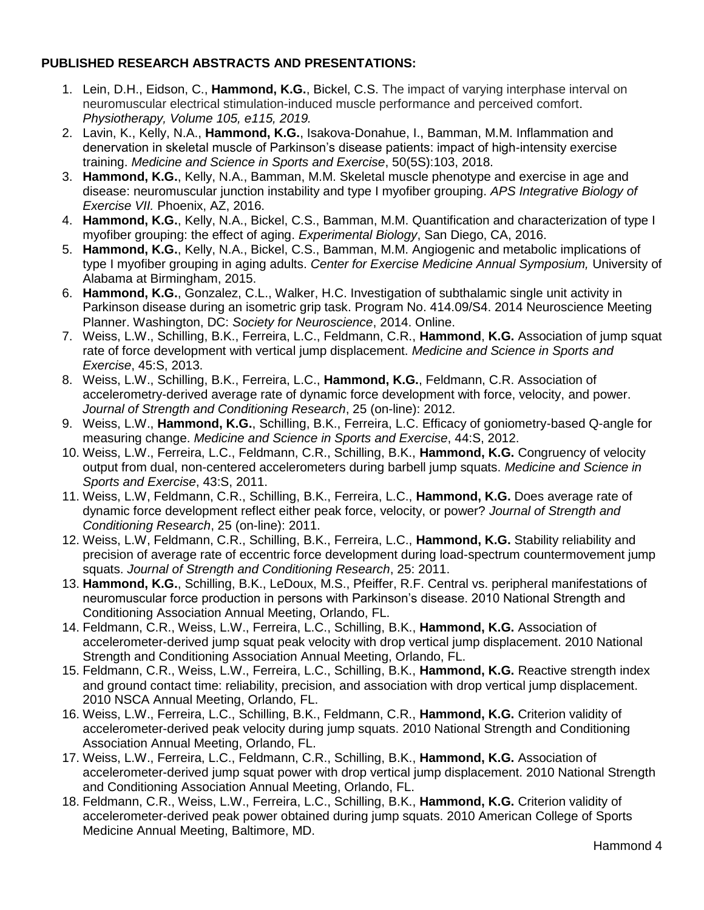**PUBLISHED RESEARCH ABSTRACTS AND PRESENTATIONS:**

1. Lein, D.H., Eidson, C., **Hammond, K.G.**, Bickel, C.S. The impact of varying interphase interval on neuromuscular electrical stimulation-induced muscle performance and perceived comfort. *Physiotherapy, Volume 105, e115, 2019.*
2. Lavin, K., Kelly, N.A., **Hammond, K.G.**, Isakova-Donahue, I., Bamman, M.M. Inflammation and denervation in skeletal muscle of Parkinson's disease patients: impact of high-intensity exercise training. *Medicine and Science in Sports and Exercise*, 50(5S):103, 2018.
3. **Hammond, K.G.**, Kelly, N.A., Bamman, M.M. Skeletal muscle phenotype and exercise in age and disease: neuromuscular junction instability and type I myofiber grouping. *APS Integrative Biology of Exercise VII.* Phoenix, AZ, 2016.
4. **Hammond, K.G.**, Kelly, N.A., Bickel, C.S., Bamman, M.M. Quantification and characterization of type I myofiber grouping: the effect of aging. *Experimental Biology*, San Diego, CA, 2016.
5. **Hammond, K.G.**, Kelly, N.A., Bickel, C.S., Bamman, M.M. Angiogenic and metabolic implications of type I myofiber grouping in aging adults. *Center for Exercise Medicine Annual Symposium,* University of Alabama at Birmingham, 2015.
6. **Hammond, K.G.**, Gonzalez, C.L., Walker, H.C. Investigation of subthalamic single unit activity in Parkinson disease during an isometric grip task. Program No. 414.09/S4. 2014 Neuroscience Meeting Planner. Washington, DC: *Society for Neuroscience*, 2014. Online.
7. Weiss, L.W., Schilling, B.K., Ferreira, L.C., Feldmann, C.R., **Hammond**, **K.G.** Association of jump squat rate of force development with vertical jump displacement. *Medicine and Science in Sports and Exercise*, 45:S, 2013.
8. Weiss, L.W., Schilling, B.K., Ferreira, L.C., **Hammond, K.G.**, Feldmann, C.R. Association of accelerometry-derived average rate of dynamic force development with force, velocity, and power. *Journal of Strength and Conditioning Research*, 25 (on-line): 2012.
9. Weiss, L.W., **Hammond, K.G.**, Schilling, B.K., Ferreira, L.C. Efficacy of goniometry-based Q-angle for measuring change. *Medicine and Science in Sports and Exercise*, 44:S, 2012.
10. Weiss, L.W., Ferreira, L.C., Feldmann, C.R., Schilling, B.K., **Hammond, K.G.** Congruency of velocity output from dual, non-centered accelerometers during barbell jump squats. *Medicine and Science in Sports and Exercise*, 43:S, 2011.
11. Weiss, L.W, Feldmann, C.R., Schilling, B.K., Ferreira, L.C., **Hammond, K.G.** Does average rate of dynamic force development reflect either peak force, velocity, or power? *Journal of Strength and Conditioning Research*, 25 (on-line): 2011.
12. Weiss, L.W, Feldmann, C.R., Schilling, B.K., Ferreira, L.C., **Hammond, K.G.** Stability reliability and precision of average rate of eccentric force development during load-spectrum countermovement jump squats. *Journal of Strength and Conditioning Research*, 25: 2011.
13. **Hammond, K.G.**, Schilling, B.K., LeDoux, M.S., Pfeiffer, R.F. Central vs. peripheral manifestations of neuromuscular force production in persons with Parkinson's disease. 2010 National Strength and Conditioning Association Annual Meeting, Orlando, FL.
14. Feldmann, C.R., Weiss, L.W., Ferreira, L.C., Schilling, B.K., **Hammond, K.G.** Association of accelerometer-derived jump squat peak velocity with drop vertical jump displacement. 2010 National Strength and Conditioning Association Annual Meeting, Orlando, FL.
15. Feldmann, C.R., Weiss, L.W., Ferreira, L.C., Schilling, B.K., **Hammond, K.G.** Reactive strength index and ground contact time: reliability, precision, and association with drop vertical jump displacement. 2010 NSCA Annual Meeting, Orlando, FL.
16. Weiss, L.W., Ferreira, L.C., Schilling, B.K., Feldmann, C.R., **Hammond, K.G.** Criterion validity of accelerometer-derived peak velocity during jump squats. 2010 National Strength and Conditioning Association Annual Meeting, Orlando, FL.
17. Weiss, L.W., Ferreira, L.C., Feldmann, C.R., Schilling, B.K., **Hammond, K.G.** Association of accelerometer-derived jump squat power with drop vertical jump displacement. 2010 National Strength and Conditioning Association Annual Meeting, Orlando, FL.
18. Feldmann, C.R., Weiss, L.W., Ferreira, L.C., Schilling, B.K., **Hammond, K.G.** Criterion validity of accelerometer-derived peak power obtained during jump squats. 2010 American College of Sports Medicine Annual Meeting, Baltimore, MD.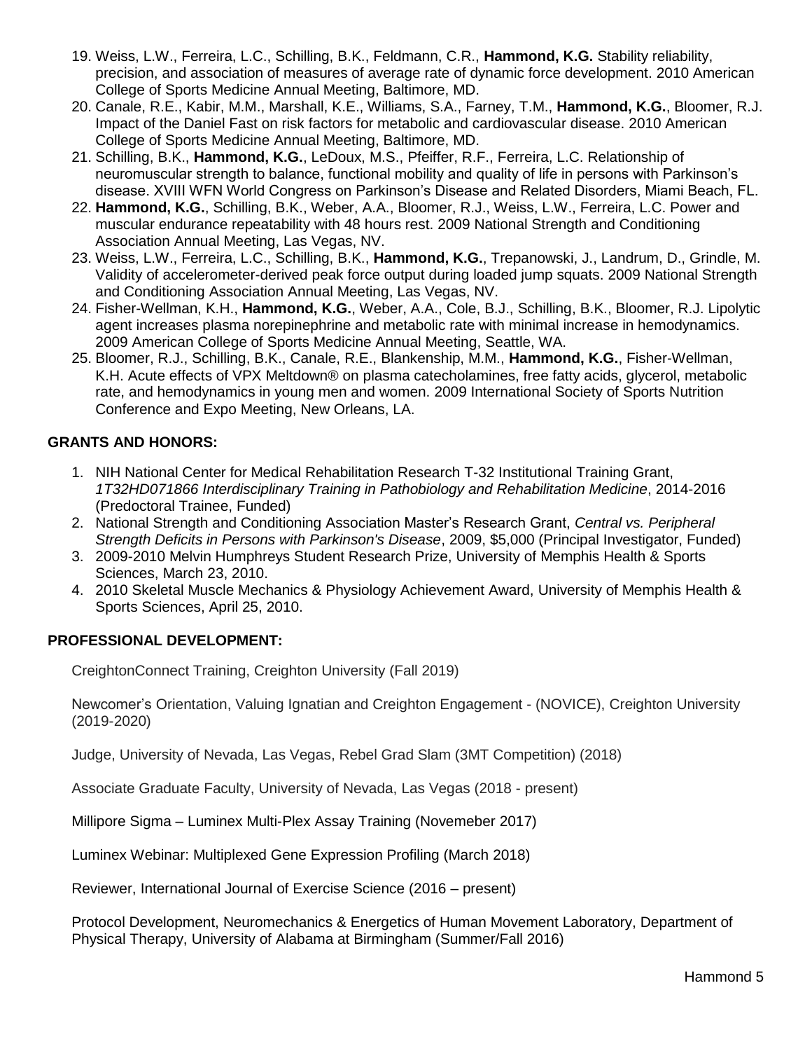19. Weiss, L.W., Ferreira, L.C., Schilling, B.K., Feldmann, C.R., **Hammond, K.G.** Stability reliability, precision, and association of measures of average rate of dynamic force development. 2010 American College of Sports Medicine Annual Meeting, Baltimore, MD.
20. Canale, R.E., Kabir, M.M., Marshall, K.E., Williams, S.A., Farney, T.M., **Hammond, K.G.**, Bloomer, R.J. Impact of the Daniel Fast on risk factors for metabolic and cardiovascular disease. 2010 American College of Sports Medicine Annual Meeting, Baltimore, MD.
21. Schilling, B.K., **Hammond, K.G.**, LeDoux, M.S., Pfeiffer, R.F., Ferreira, L.C. Relationship of neuromuscular strength to balance, functional mobility and quality of life in persons with Parkinson's disease. XVIII WFN World Congress on Parkinson's Disease and Related Disorders, Miami Beach, FL.
22. **Hammond, K.G.**, Schilling, B.K., Weber, A.A., Bloomer, R.J., Weiss, L.W., Ferreira, L.C. Power and muscular endurance repeatability with 48 hours rest. 2009 National Strength and Conditioning Association Annual Meeting, Las Vegas, NV.
23. Weiss, L.W., Ferreira, L.C., Schilling, B.K., **Hammond, K.G.**, Trepanowski, J., Landrum, D., Grindle, M. Validity of accelerometer-derived peak force output during loaded jump squats. 2009 National Strength and Conditioning Association Annual Meeting, Las Vegas, NV.
24. Fisher-Wellman, K.H., **Hammond, K.G.**, Weber, A.A., Cole, B.J., Schilling, B.K., Bloomer, R.J. Lipolytic agent increases plasma norepinephrine and metabolic rate with minimal increase in hemodynamics. 2009 American College of Sports Medicine Annual Meeting, Seattle, WA.
25. Bloomer, R.J., Schilling, B.K., Canale, R.E., Blankenship, M.M., **Hammond, K.G.**, Fisher-Wellman, K.H. Acute effects of VPX Meltdown® on plasma catecholamines, free fatty acids, glycerol, metabolic rate, and hemodynamics in young men and women. 2009 International Society of Sports Nutrition Conference and Expo Meeting, New Orleans, LA.

## GRANTS AND HONORS:

1. NIH National Center for Medical Rehabilitation Research T-32 Institutional Training Grant, *1T32HD071866 Interdisciplinary Training in Pathobiology and Rehabilitation Medicine*, 2014-2016 (Predoctoral Trainee, Funded)
2. National Strength and Conditioning Association Master's Research Grant, *Central vs. Peripheral Strength Deficits in Persons with Parkinson's Disease*, 2009, $5,000 (Principal Investigator, Funded)
3. 2009-2010 Melvin Humphreys Student Research Prize, University of Memphis Health & Sports Sciences, March 23, 2010.
4. 2010 Skeletal Muscle Mechanics & Physiology Achievement Award, University of Memphis Health & Sports Sciences, April 25, 2010.

## PROFESSIONAL DEVELOPMENT:

CreightonConnect Training, Creighton University (Fall 2019)

Newcomer's Orientation, Valuing Ignatian and Creighton Engagement - (NOVICE), Creighton University (2019-2020)

Judge, University of Nevada, Las Vegas, Rebel Grad Slam (3MT Competition) (2018)

Associate Graduate Faculty, University of Nevada, Las Vegas (2018 - present)

Millipore Sigma – Luminex Multi-Plex Assay Training (Novemeber 2017)

Luminex Webinar: Multiplexed Gene Expression Profiling (March 2018)

Reviewer, International Journal of Exercise Science (2016 – present)

Protocol Development, Neuromechanics & Energetics of Human Movement Laboratory, Department of Physical Therapy, University of Alabama at Birmingham (Summer/Fall 2016)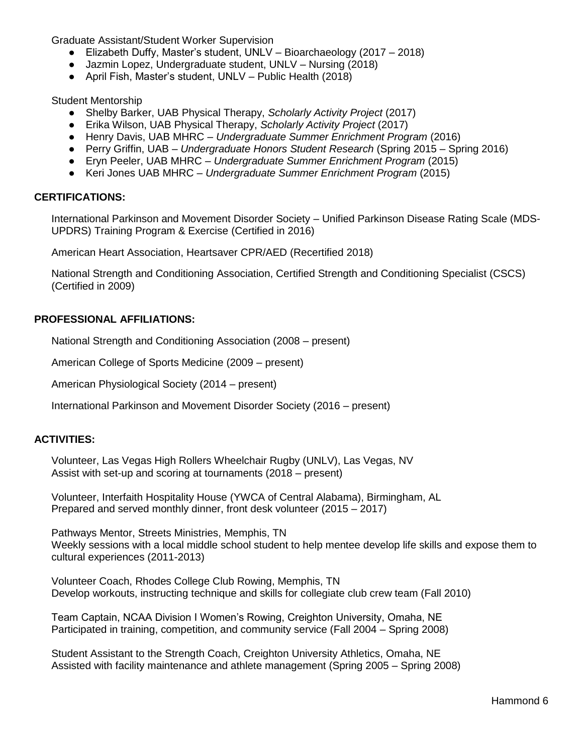Graduate Assistant/Student Worker Supervision

- Elizabeth Duffy, Master's student, UNLV – Bioarchaeology (2017 – 2018)
- Jazmin Lopez, Undergraduate student, UNLV – Nursing (2018)
- April Fish, Master's student, UNLV – Public Health (2018)

Student Mentorship

- Shelby Barker, UAB Physical Therapy, *Scholarly Activity Project* (2017)
- Erika Wilson, UAB Physical Therapy, *Scholarly Activity Project* (2017)
- Henry Davis, UAB MHRC – *Undergraduate Summer Enrichment Program* (2016)
- Perry Griffin, UAB – *Undergraduate Honors Student Research* (Spring 2015 – Spring 2016)
- Eryn Peeler, UAB MHRC – *Undergraduate Summer Enrichment Program* (2015)
- Keri Jones UAB MHRC – *Undergraduate Summer Enrichment Program* (2015)

**CERTIFICATIONS:**

International Parkinson and Movement Disorder Society – Unified Parkinson Disease Rating Scale (MDS-UPDRS) Training Program & Exercise (Certified in 2016)

American Heart Association, Heartsaver CPR/AED (Recertified 2018)

National Strength and Conditioning Association, Certified Strength and Conditioning Specialist (CSCS) (Certified in 2009)

**PROFESSIONAL AFFILIATIONS:**

National Strength and Conditioning Association (2008 – present)

American College of Sports Medicine (2009 – present)

American Physiological Society (2014 – present)

International Parkinson and Movement Disorder Society (2016 – present)

**ACTIVITIES:**

Volunteer, Las Vegas High Rollers Wheelchair Rugby (UNLV), Las Vegas, NV
Assist with set-up and scoring at tournaments (2018 – present)

Volunteer, Interfaith Hospitality House (YWCA of Central Alabama), Birmingham, AL
Prepared and served monthly dinner, front desk volunteer (2015 – 2017)

Pathways Mentor, Streets Ministries, Memphis, TN
Weekly sessions with a local middle school student to help mentee develop life skills and expose them to cultural experiences (2011-2013)

Volunteer Coach, Rhodes College Club Rowing, Memphis, TN
Develop workouts, instructing technique and skills for collegiate club crew team (Fall 2010)

Team Captain, NCAA Division I Women's Rowing, Creighton University, Omaha, NE
Participated in training, competition, and community service (Fall 2004 – Spring 2008)

Student Assistant to the Strength Coach, Creighton University Athletics, Omaha, NE
Assisted with facility maintenance and athlete management (Spring 2005 – Spring 2008)